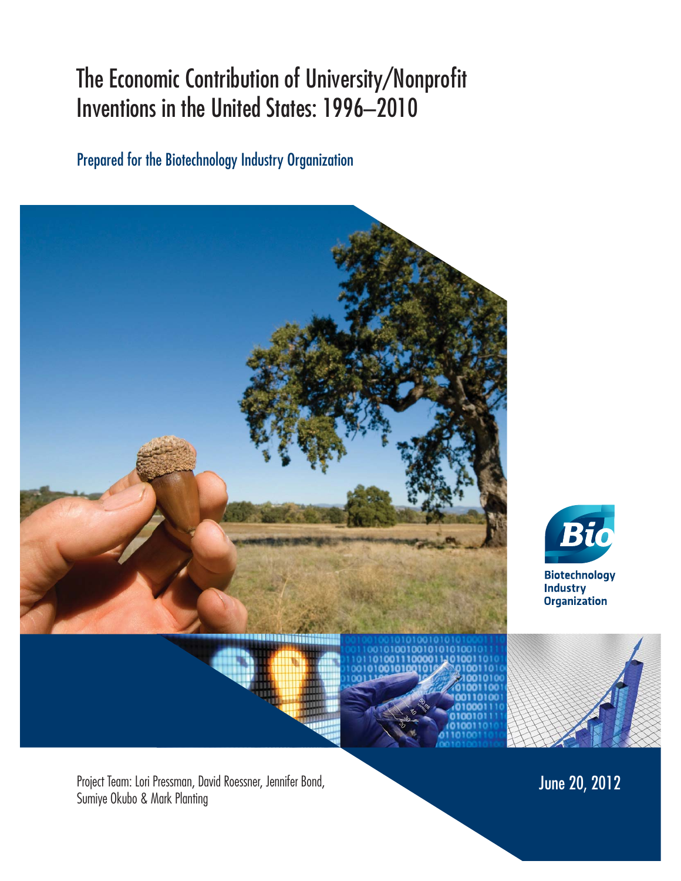# The Economic Contribution of University/Nonprofit Inventions in the United States: 1996–2010

## Prepared for the Biotechnology Industry Organization

Biotechnology Industry Organization

Project Team: Lori Pressman, David Roessner, Jennifer Bond, Sumiye Okubo & Mark Planting

June 20, 2012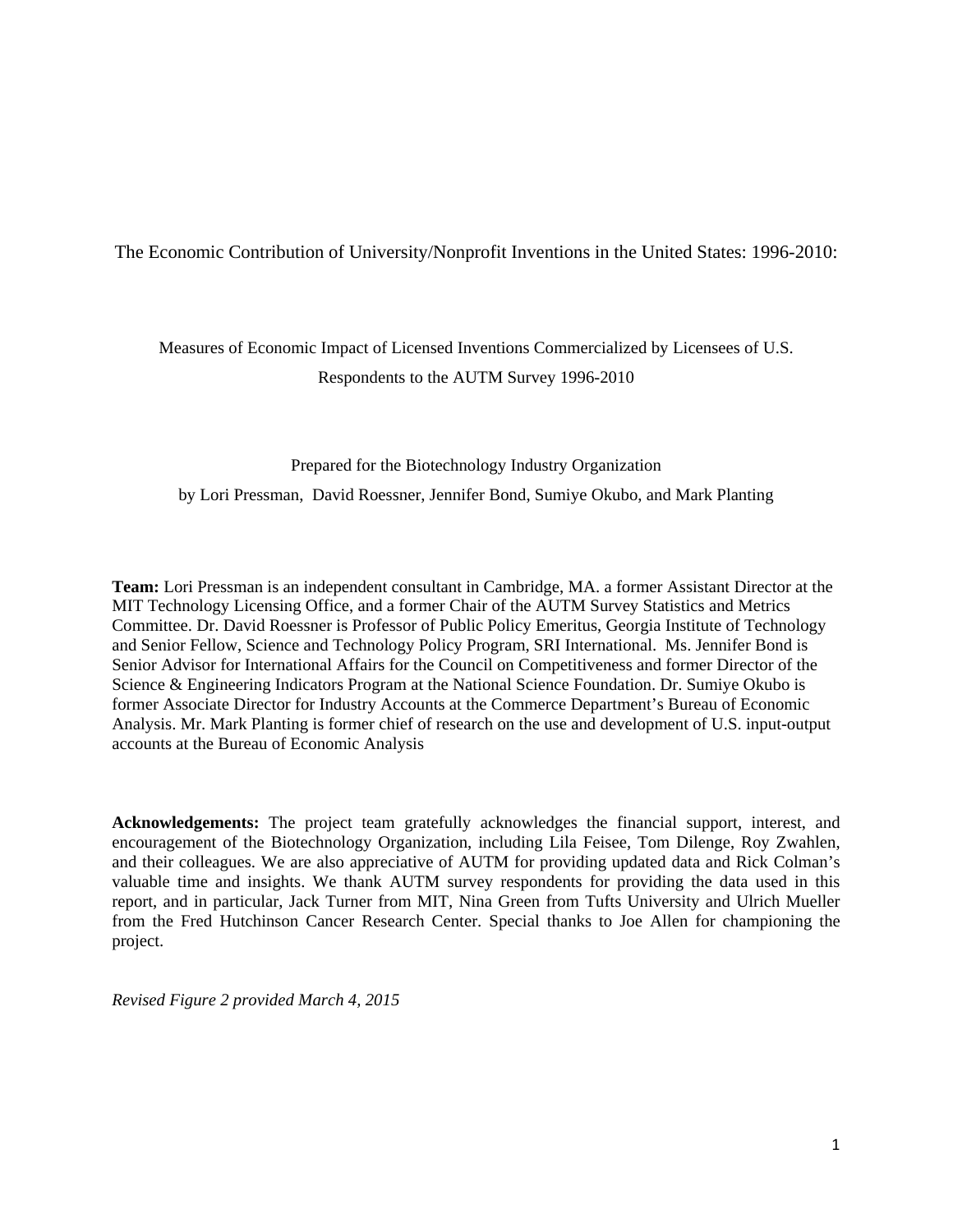The Economic Contribution of University/Nonprofit Inventions in the United States: 1996-2010:

Measures of Economic Impact of Licensed Inventions Commercialized by Licensees of U.S. Respondents to the AUTM Survey 1996-2010

Prepared for the Biotechnology Industry Organization

by Lori Pressman, David Roessner, Jennifer Bond, Sumiye Okubo, and Mark Planting

**Team:** Lori Pressman is an independent consultant in Cambridge, MA. a former Assistant Director at the MIT Technology Licensing Office, and a former Chair of the AUTM Survey Statistics and Metrics Committee. Dr. David Roessner is Professor of Public Policy Emeritus, Georgia Institute of Technology and Senior Fellow, Science and Technology Policy Program, SRI International. Ms. Jennifer Bond is Senior Advisor for International Affairs for the Council on Competitiveness and former Director of the Science & Engineering Indicators Program at the National Science Foundation. Dr. Sumiye Okubo is former Associate Director for Industry Accounts at the Commerce Department's Bureau of Economic Analysis. Mr. Mark Planting is former chief of research on the use and development of U.S. input-output accounts at the Bureau of Economic Analysis

**Acknowledgements:** The project team gratefully acknowledges the financial support, interest, and encouragement of the Biotechnology Organization, including Lila Feisee, Tom Dilenge, Roy Zwahlen, and their colleagues. We are also appreciative of AUTM for providing updated data and Rick Colman's valuable time and insights. We thank AUTM survey respondents for providing the data used in this report, and in particular, Jack Turner from MIT, Nina Green from Tufts University and Ulrich Mueller from the Fred Hutchinson Cancer Research Center. Special thanks to Joe Allen for championing the project.

*Revised Figure 2 provided March 4, 2015*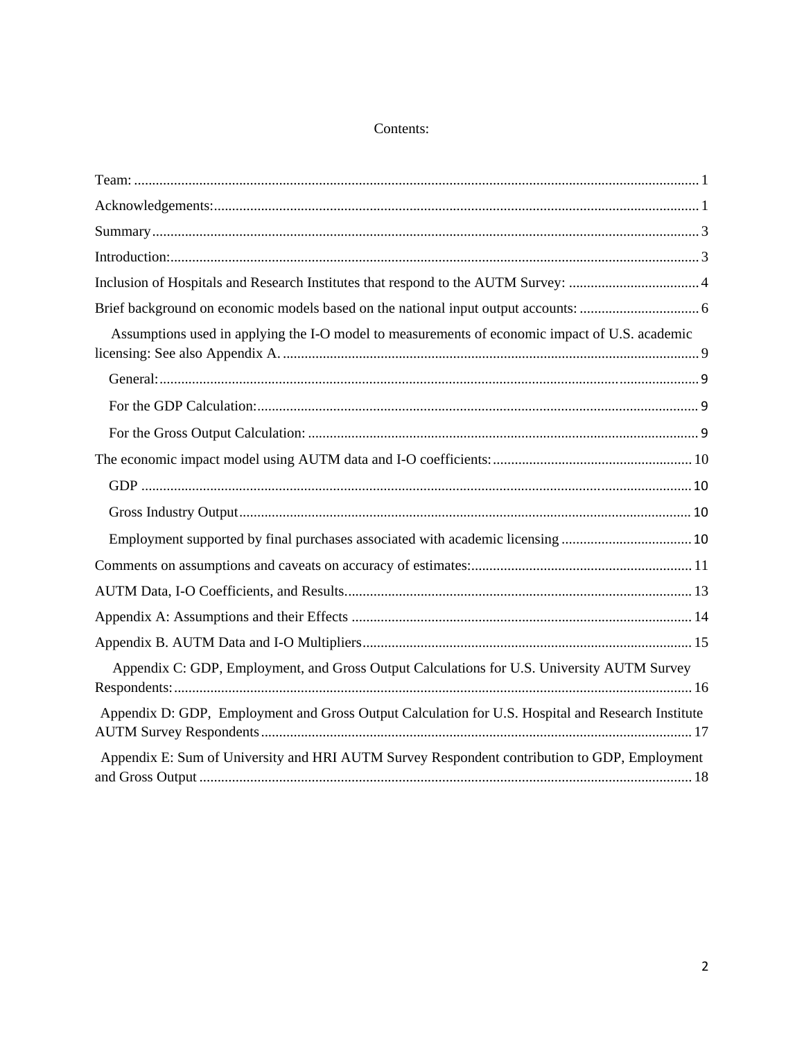# Contents:

- Team: 1
- Acknowledgements: 1
- Summary 3
- Introduction: 3
- Inclusion of Hospitals and Research Institutes that respond to the AUTM Survey: 4
- Brief background on economic models based on the national input output accounts: 6
  - Assumptions used in applying the I-O model to measurements of economic impact of U.S. academic licensing: See also Appendix A. 9
    - General: 9
    - For the GDP Calculation: 9
    - For the Gross Output Calculation: 9
- The economic impact model using AUTM data and I-O coefficients: 10
  - GDP 10
  - Gross Industry Output 10
  - Employment supported by final purchases associated with academic licensing 10
- Comments on assumptions and caveats on accuracy of estimates: 11
- AUTM Data, I-O Coefficients, and Results 13
- Appendix A: Assumptions and their Effects 14
- Appendix B. AUTM Data and I-O Multipliers 15
- Appendix C: GDP, Employment, and Gross Output Calculations for U.S. University AUTM Survey Respondents: 16
- Appendix D: GDP, Employment and Gross Output Calculation for U.S. Hospital and Research Institute AUTM Survey Respondents 17
- Appendix E: Sum of University and HRI AUTM Survey Respondent contribution to GDP, Employment and Gross Output 18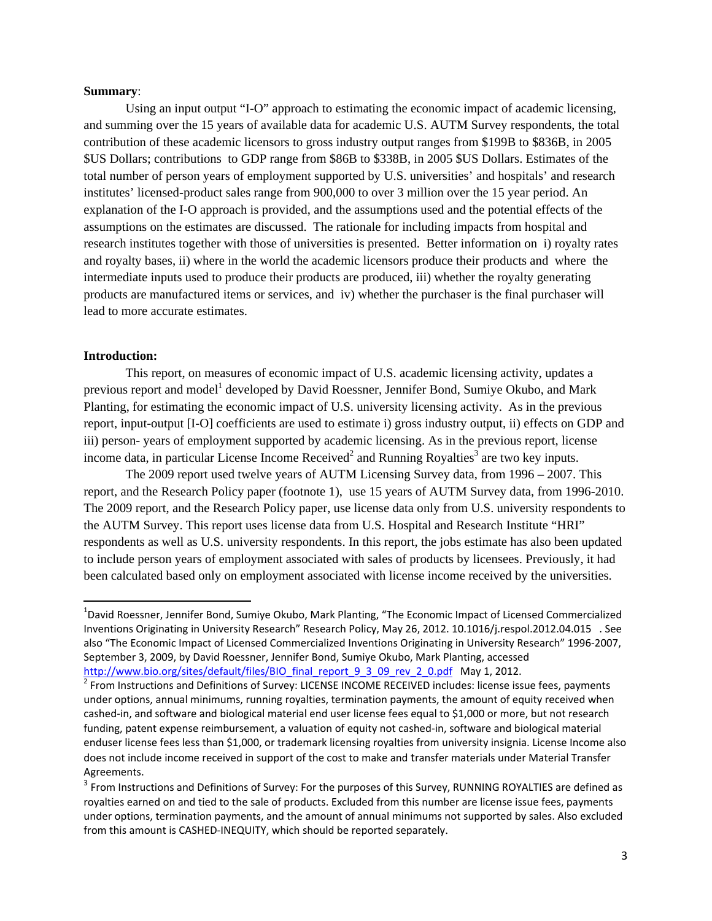**Summary**:

Using an input output "I-O" approach to estimating the economic impact of academic licensing, and summing over the 15 years of available data for academic U.S. AUTM Survey respondents, the total contribution of these academic licensors to gross industry output ranges from $199B to $836B, in 2005 $US Dollars; contributions to GDP range from $86B to $338B, in 2005 $US Dollars. Estimates of the total number of person years of employment supported by U.S. universities' and hospitals' and research institutes' licensed-product sales range from 900,000 to over 3 million over the 15 year period. An explanation of the I-O approach is provided, and the assumptions used and the potential effects of the assumptions on the estimates are discussed. The rationale for including impacts from hospital and research institutes together with those of universities is presented. Better information on i) royalty rates and royalty bases, ii) where in the world the academic licensors produce their products and where the intermediate inputs used to produce their products are produced, iii) whether the royalty generating products are manufactured items or services, and iv) whether the purchaser is the final purchaser will lead to more accurate estimates.

**Introduction:**

This report, on measures of economic impact of U.S. academic licensing activity, updates a previous report and model[1] developed by David Roessner, Jennifer Bond, Sumiye Okubo, and Mark Planting, for estimating the economic impact of U.S. university licensing activity. As in the previous report, input-output [I-O] coefficients are used to estimate i) gross industry output, ii) effects on GDP and iii) person- years of employment supported by academic licensing. As in the previous report, license income data, in particular License Income Received[2] and Running Royalties[3] are two key inputs.

The 2009 report used twelve years of AUTM Licensing Survey data, from 1996 – 2007. This report, and the Research Policy paper (footnote 1), use 15 years of AUTM Survey data, from 1996-2010. The 2009 report, and the Research Policy paper, use license data only from U.S. university respondents to the AUTM Survey. This report uses license data from U.S. Hospital and Research Institute "HRI" respondents as well as U.S. university respondents. In this report, the jobs estimate has also been updated to include person years of employment associated with sales of products by licensees. Previously, it had been calculated based only on employment associated with license income received by the universities.

---

[1] David Roessner, Jennifer Bond, Sumiye Okubo, Mark Planting, "The Economic Impact of Licensed Commercialized Inventions Originating in University Research" Research Policy, May 26, 2012. 10.1016/j.respol.2012.04.015 . See also "The Economic Impact of Licensed Commercialized Inventions Originating in University Research" 1996-2007, September 3, 2009, by David Roessner, Jennifer Bond, Sumiye Okubo, Mark Planting, accessed http://www.bio.org/sites/default/files/BIO_final_report_9_3_09_rev_2_0.pdf May 1, 2012.

[2] From Instructions and Definitions of Survey: LICENSE INCOME RECEIVED includes: license issue fees, payments under options, annual minimums, running royalties, termination payments, the amount of equity received when cashed-in, and software and biological material end user license fees equal to $1,000 or more, but not research funding, patent expense reimbursement, a valuation of equity not cashed-in, software and biological material enduser license fees less than $1,000, or trademark licensing royalties from university insignia. License Income also does not include income received in support of the cost to make and transfer materials under Material Transfer Agreements.

[3] From Instructions and Definitions of Survey: For the purposes of this Survey, RUNNING ROYALTIES are defined as royalties earned on and tied to the sale of products. Excluded from this number are license issue fees, payments under options, termination payments, and the amount of annual minimums not supported by sales. Also excluded from this amount is CASHED-INEQUITY, which should be reported separately.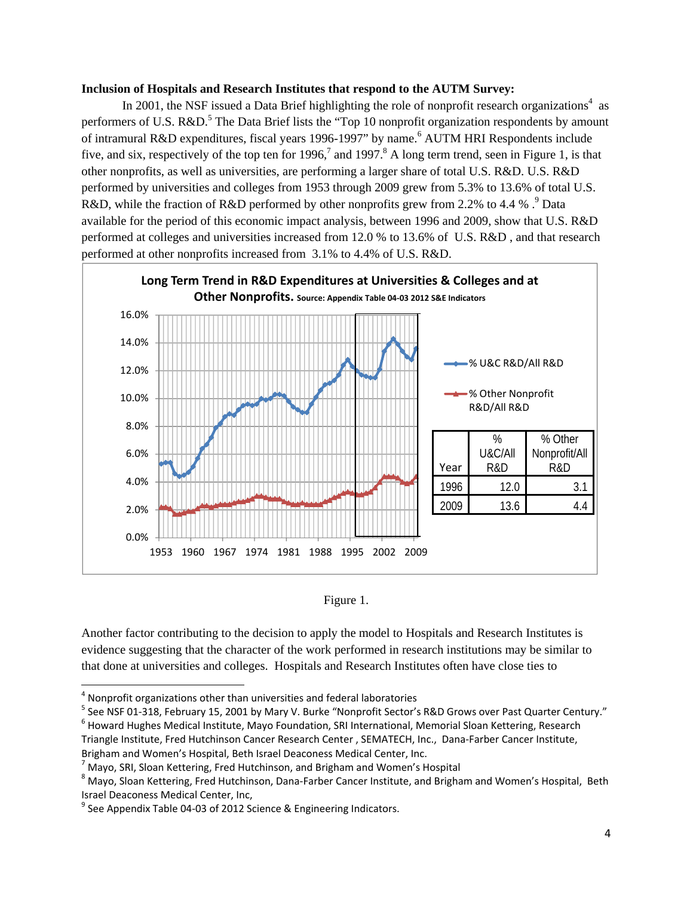**Inclusion of Hospitals and Research Institutes that respond to the AUTM Survey:**

In 2001, the NSF issued a Data Brief highlighting the role of nonprofit research organizations[4] as performers of U.S. R&D.[5] The Data Brief lists the "Top 10 nonprofit organization respondents by amount of intramural R&D expenditures, fiscal years 1996-1997" by name.[6] AUTM HRI Respondents include five, and six, respectively of the top ten for 1996,[7] and 1997.[8] A long term trend, seen in Figure 1, is that other nonprofits, as well as universities, are performing a larger share of total U.S. R&D. U.S. R&D performed by universities and colleges from 1953 through 2009 grew from 5.3% to 13.6% of total U.S. R&D, while the fraction of R&D performed by other nonprofits grew from 2.2% to 4.4 % .[9] Data available for the period of this economic impact analysis, between 1996 and 2009, show that U.S. R&D performed at colleges and universities increased from 12.0 % to 13.6% of U.S. R&D , and that research performed at other nonprofits increased from 3.1% to 4.4% of U.S. R&D.

**Long Term Trend in R&D Expenditures at Universities & Colleges and at Other Nonprofits.** Source: Appendix Table 04-03 2012 S&E Indicators

| Year | % U&C/All R&D | % Other Nonprofit/All R&D |
|---|---|---|
| 1996 | 12.0 | 3.1 |
| 2009 | 13.6 | 4.4 |

Figure 1.

Another factor contributing to the decision to apply the model to Hospitals and Research Institutes is evidence suggesting that the character of the work performed in research institutions may be similar to that done at universities and colleges. Hospitals and Research Institutes often have close ties to

---

[4] Nonprofit organizations other than universities and federal laboratories

[5] See NSF 01-318, February 15, 2001 by Mary V. Burke "Nonprofit Sector's R&D Grows over Past Quarter Century."

[6] Howard Hughes Medical Institute, Mayo Foundation, SRI International, Memorial Sloan Kettering, Research Triangle Institute, Fred Hutchinson Cancer Research Center , SEMATECH, Inc., Dana-Farber Cancer Institute, Brigham and Women's Hospital, Beth Israel Deaconess Medical Center, Inc.

[7] Mayo, SRI, Sloan Kettering, Fred Hutchinson, and Brigham and Women's Hospital

[8] Mayo, Sloan Kettering, Fred Hutchinson, Dana-Farber Cancer Institute, and Brigham and Women's Hospital, Beth Israel Deaconess Medical Center, Inc,

[9] See Appendix Table 04-03 of 2012 Science & Engineering Indicators.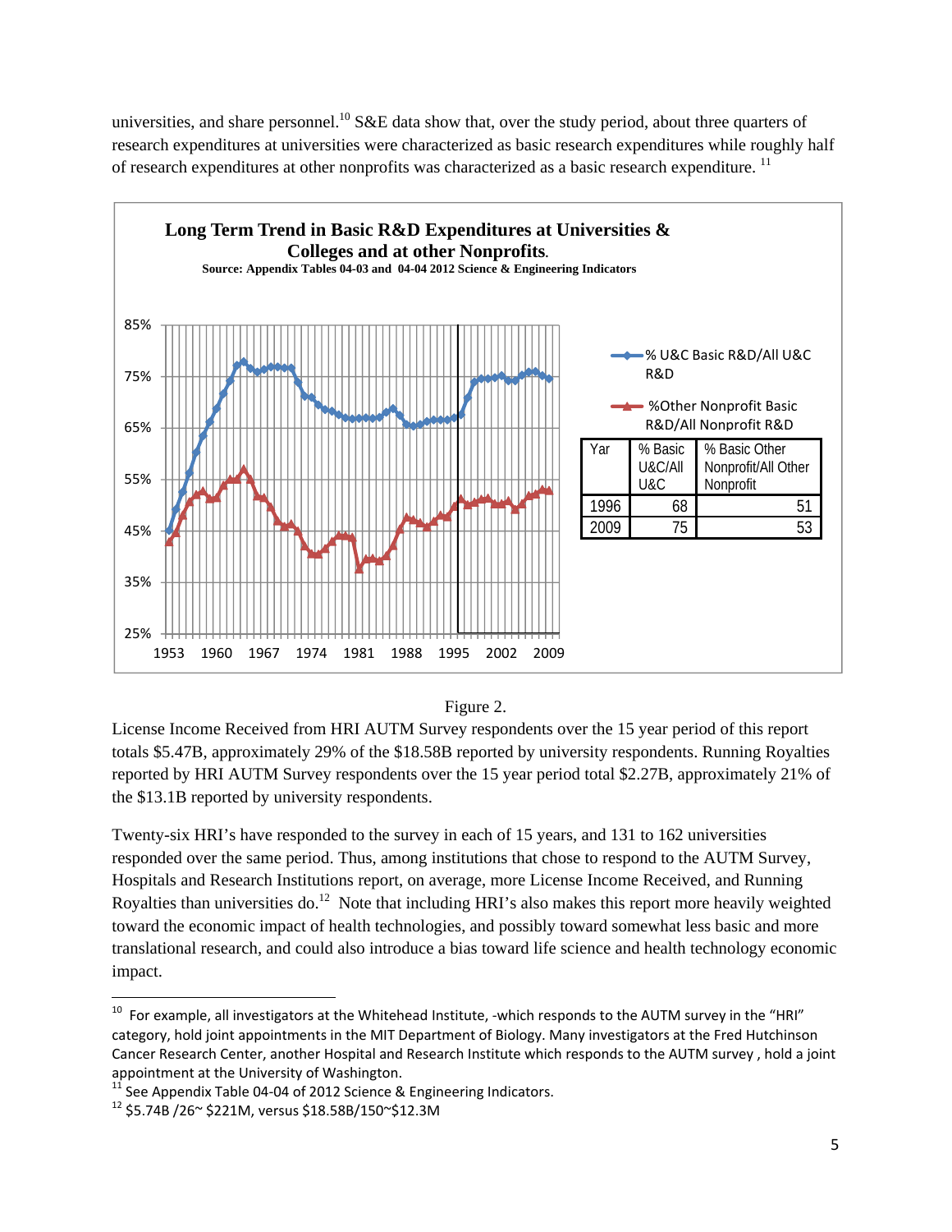universities, and share personnel.[10] S&E data show that, over the study period, about three quarters of research expenditures at universities were characterized as basic research expenditures while roughly half of research expenditures at other nonprofits was characterized as a basic research expenditure. [11]

**Long Term Trend in Basic R&D Expenditures at Universities & Colleges and at other Nonprofits.**

Source: Appendix Tables 04-03 and 04-04 2012 Science & Engineering Indicators

| Yar | % Basic U&C/All U&C | % Basic Other Nonprofit/All Other Nonprofit |
|---|---|---|
| 1996 | 68 | 51 |
| 2009 | 75 | 53 |

Figure 2.

License Income Received from HRI AUTM Survey respondents over the 15 year period of this report totals $5.47B, approximately 29% of the $18.58B reported by university respondents. Running Royalties reported by HRI AUTM Survey respondents over the 15 year period total $2.27B, approximately 21% of the $13.1B reported by university respondents.

Twenty-six HRI's have responded to the survey in each of 15 years, and 131 to 162 universities responded over the same period. Thus, among institutions that chose to respond to the AUTM Survey, Hospitals and Research Institutions report, on average, more License Income Received, and Running Royalties than universities do.[12] Note that including HRI's also makes this report more heavily weighted toward the economic impact of health technologies, and possibly toward somewhat less basic and more translational research, and could also introduce a bias toward life science and health technology economic impact.

---

[10] For example, all investigators at the Whitehead Institute, -which responds to the AUTM survey in the "HRI" category, hold joint appointments in the MIT Department of Biology. Many investigators at the Fred Hutchinson Cancer Research Center, another Hospital and Research Institute which responds to the AUTM survey , hold a joint appointment at the University of Washington.

[11] See Appendix Table 04-04 of 2012 Science & Engineering Indicators.

[12] $5.74B /26~ $221M, versus $18.58B/150~$12.3M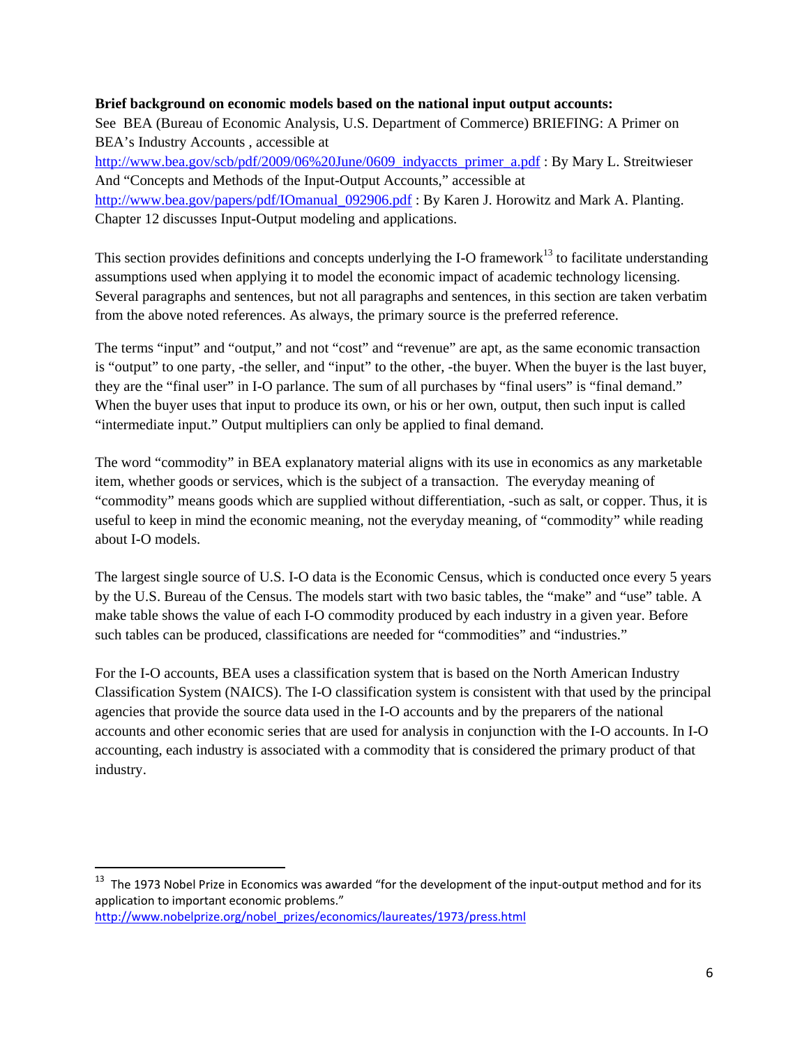**Brief background on economic models based on the national input output accounts:**

See BEA (Bureau of Economic Analysis, U.S. Department of Commerce) BRIEFING: A Primer on BEA's Industry Accounts , accessible at http://www.bea.gov/scb/pdf/2009/06%20June/0609_indyaccts_primer_a.pdf : By Mary L. Streitwieser And "Concepts and Methods of the Input-Output Accounts," accessible at http://www.bea.gov/papers/pdf/IOmanual_092906.pdf : By Karen J. Horowitz and Mark A. Planting. Chapter 12 discusses Input-Output modeling and applications.

This section provides definitions and concepts underlying the I-O framework[13] to facilitate understanding assumptions used when applying it to model the economic impact of academic technology licensing. Several paragraphs and sentences, but not all paragraphs and sentences, in this section are taken verbatim from the above noted references. As always, the primary source is the preferred reference.

The terms "input" and "output," and not "cost" and "revenue" are apt, as the same economic transaction is "output" to one party, -the seller, and "input" to the other, -the buyer. When the buyer is the last buyer, they are the "final user" in I-O parlance. The sum of all purchases by "final users" is "final demand." When the buyer uses that input to produce its own, or his or her own, output, then such input is called "intermediate input." Output multipliers can only be applied to final demand.

The word "commodity" in BEA explanatory material aligns with its use in economics as any marketable item, whether goods or services, which is the subject of a transaction. The everyday meaning of "commodity" means goods which are supplied without differentiation, -such as salt, or copper. Thus, it is useful to keep in mind the economic meaning, not the everyday meaning, of "commodity" while reading about I-O models.

The largest single source of U.S. I-O data is the Economic Census, which is conducted once every 5 years by the U.S. Bureau of the Census. The models start with two basic tables, the "make" and "use" table. A make table shows the value of each I-O commodity produced by each industry in a given year. Before such tables can be produced, classifications are needed for "commodities" and "industries."

For the I-O accounts, BEA uses a classification system that is based on the North American Industry Classification System (NAICS). The I-O classification system is consistent with that used by the principal agencies that provide the source data used in the I-O accounts and by the preparers of the national accounts and other economic series that are used for analysis in conjunction with the I-O accounts. In I-O accounting, each industry is associated with a commodity that is considered the primary product of that industry.

---

[13] The 1973 Nobel Prize in Economics was awarded "for the development of the input-output method and for its application to important economic problems."
http://www.nobelprize.org/nobel_prizes/economics/laureates/1973/press.html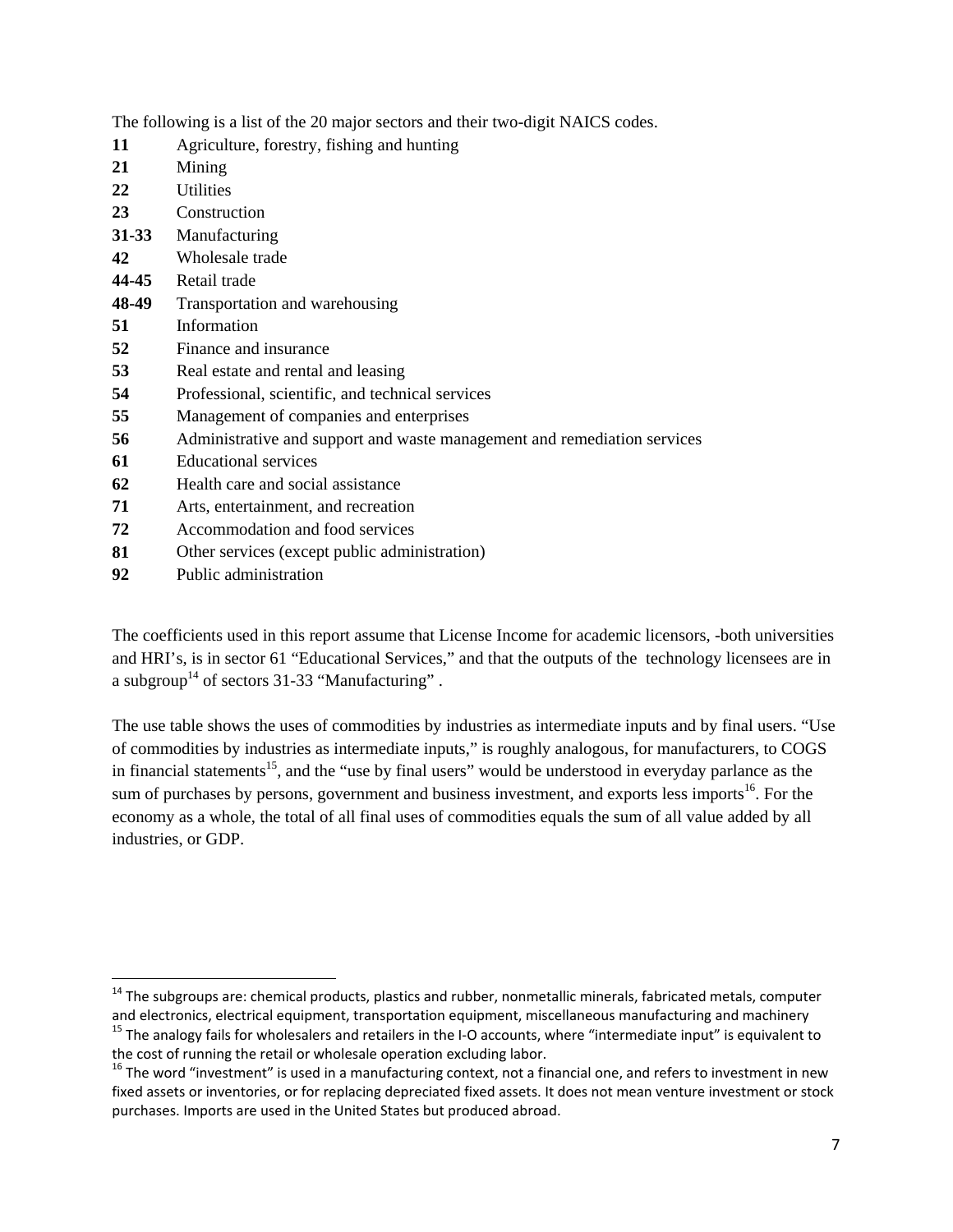The following is a list of the 20 major sectors and their two-digit NAICS codes.

**11** Agriculture, forestry, fishing and hunting
**21** Mining
**22** Utilities
**23** Construction
**31-33** Manufacturing
**42** Wholesale trade
**44-45** Retail trade
**48-49** Transportation and warehousing
**51** Information
**52** Finance and insurance
**53** Real estate and rental and leasing
**54** Professional, scientific, and technical services
**55** Management of companies and enterprises
**56** Administrative and support and waste management and remediation services
**61** Educational services
**62** Health care and social assistance
**71** Arts, entertainment, and recreation
**72** Accommodation and food services
**81** Other services (except public administration)
**92** Public administration

The coefficients used in this report assume that License Income for academic licensors, -both universities and HRI's, is in sector 61 "Educational Services," and that the outputs of the technology licensees are in a subgroup[14] of sectors 31-33 "Manufacturing" .

The use table shows the uses of commodities by industries as intermediate inputs and by final users. "Use of commodities by industries as intermediate inputs," is roughly analogous, for manufacturers, to COGS in financial statements[15], and the "use by final users" would be understood in everyday parlance as the sum of purchases by persons, government and business investment, and exports less imports[16]. For the economy as a whole, the total of all final uses of commodities equals the sum of all value added by all industries, or GDP.

---

[14] The subgroups are: chemical products, plastics and rubber, nonmetallic minerals, fabricated metals, computer and electronics, electrical equipment, transportation equipment, miscellaneous manufacturing and machinery

[15] The analogy fails for wholesalers and retailers in the I-O accounts, where "intermediate input" is equivalent to the cost of running the retail or wholesale operation excluding labor.

[16] The word "investment" is used in a manufacturing context, not a financial one, and refers to investment in new fixed assets or inventories, or for replacing depreciated fixed assets. It does not mean venture investment or stock purchases. Imports are used in the United States but produced abroad.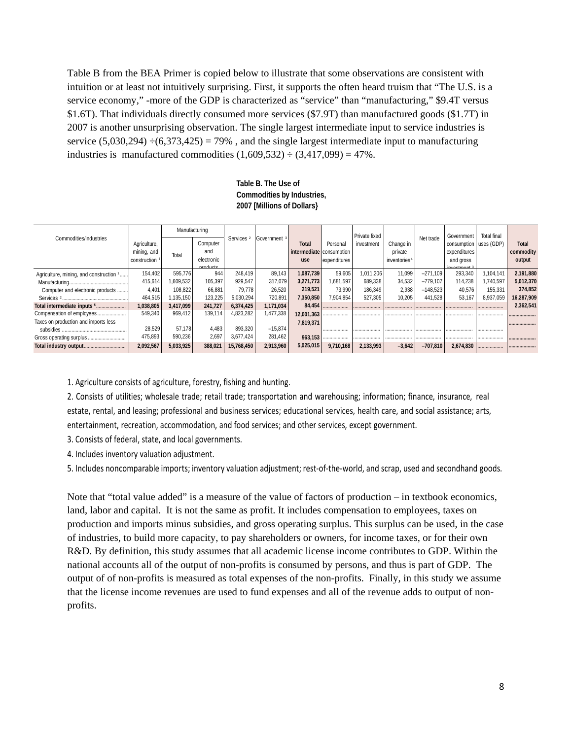Table B from the BEA Primer is copied below to illustrate that some observations are consistent with intuition or at least not intuitively surprising. First, it supports the often heard truism that "The U.S. is a service economy," -more of the GDP is characterized as "service" than "manufacturing," $9.4T versus $1.6T). That individuals directly consumed more services ($7.9T) than manufactured goods ($1.7T) in 2007 is another unsurprising observation. The single largest intermediate input to service industries is service (5,030,294) ÷(6,373,425) = 79% , and the single largest intermediate input to manufacturing industries is manufactured commodities (1,609,532) ÷ (3,417,099) = 47%.

**Table B. The Use of Commodities by Industries, 2007 [Millions of Dollars}**

| Commodities/industries | Agriculture, mining, and construction [1] | Manufacturing | | Services [2] | Government [3] | Total intermediate use | Personal consumption expenditures | Private fixed investment | Change in private inventories [4] | Net trade | Government consumption expenditures and gross investment [3] | Total final uses (GDP) | Total commodity output |
|---|---|---|---|---|---|---|---|---|---|---|---|---|---|
| | | Total | Computer and electronic products | | | | | | | | | | |
| Agriculture, mining, and construction [1] | 154,402 | 595,776 | 944 | 248,419 | 89,143 | **1,087,739** | 59,605 | 1,011,206 | 11,099 | −271,109 | 293,340 | 1,104,141 | **2,191,880** |
| Manufacturing | 415,614 | 1,609,532 | 105,397 | 929,547 | 317,079 | **3,271,773** | 1,681,597 | 689,338 | 34,532 | −779,107 | 114,238 | 1,740,597 | **5,012,370** |
| Computer and electronic products | 4,401 | 108,822 | 66,881 | 79,778 | 26,520 | **219,521** | 73,990 | 186,349 | 2,938 | −148,523 | 40,576 | 155,331 | **374,852** |
| Services [2] | 464,515 | 1,135,150 | 123,225 | 5,030,294 | 720,891 | **7,350,850** | 7,904,854 | 527,305 | 10,205 | 441,528 | 53,167 | 8,937,059 | **16,287,909** |
| **Total intermediate inputs [5]** | **1,038,805** | **3,417,099** | **241,727** | **6,374,425** | **1,171,034** | **84,454** | ... | ... | ... | ... | ... | ... | **2,362,541** |
| Compensation of employees | 549,340 | 969,412 | 139,114 | 4,823,282 | 1,477,338 | **12,001,363** | ... | ... | ... | ... | ... | ... | ... |
| Taxes on production and imports less subsidies | 28,529 | 57,178 | 4,483 | 893,320 | −15,874 | **7,819,371** | ... | ... | ... | ... | ... | ... | ... |
| Gross operating surplus | 475,893 | 590,236 | 2,697 | 3,677,424 | 281,462 | **963,153** | ... | ... | ... | ... | ... | ... | ... |
| **Total industry output** | **2,092,567** | **5,033,925** | **388,021** | **15,768,450** | **2,913,960** | **5,025,015** | **9,710,168** | **2,133,993** | **−3,642** | **−707,810** | **2,674,830** | ... | ... |

1. Agriculture consists of agriculture, forestry, fishing and hunting.

2. Consists of utilities; wholesale trade; retail trade; transportation and warehousing; information; finance, insurance, real estate, rental, and leasing; professional and business services; educational services, health care, and social assistance; arts, entertainment, recreation, accommodation, and food services; and other services, except government.

3. Consists of federal, state, and local governments.

4. Includes inventory valuation adjustment.

5. Includes noncomparable imports; inventory valuation adjustment; rest-of-the-world, and scrap, used and secondhand goods.

Note that "total value added" is a measure of the value of factors of production – in textbook economics, land, labor and capital. It is not the same as profit. It includes compensation to employees, taxes on production and imports minus subsidies, and gross operating surplus. This surplus can be used, in the case of industries, to build more capacity, to pay shareholders or owners, for income taxes, or for their own R&D. By definition, this study assumes that all academic license income contributes to GDP. Within the national accounts all of the output of non-profits is consumed by persons, and thus is part of GDP. The output of of non-profits is measured as total expenses of the non-profits. Finally, in this study we assume that the license income revenues are used to fund expenses and all of the revenue adds to output of non-profits.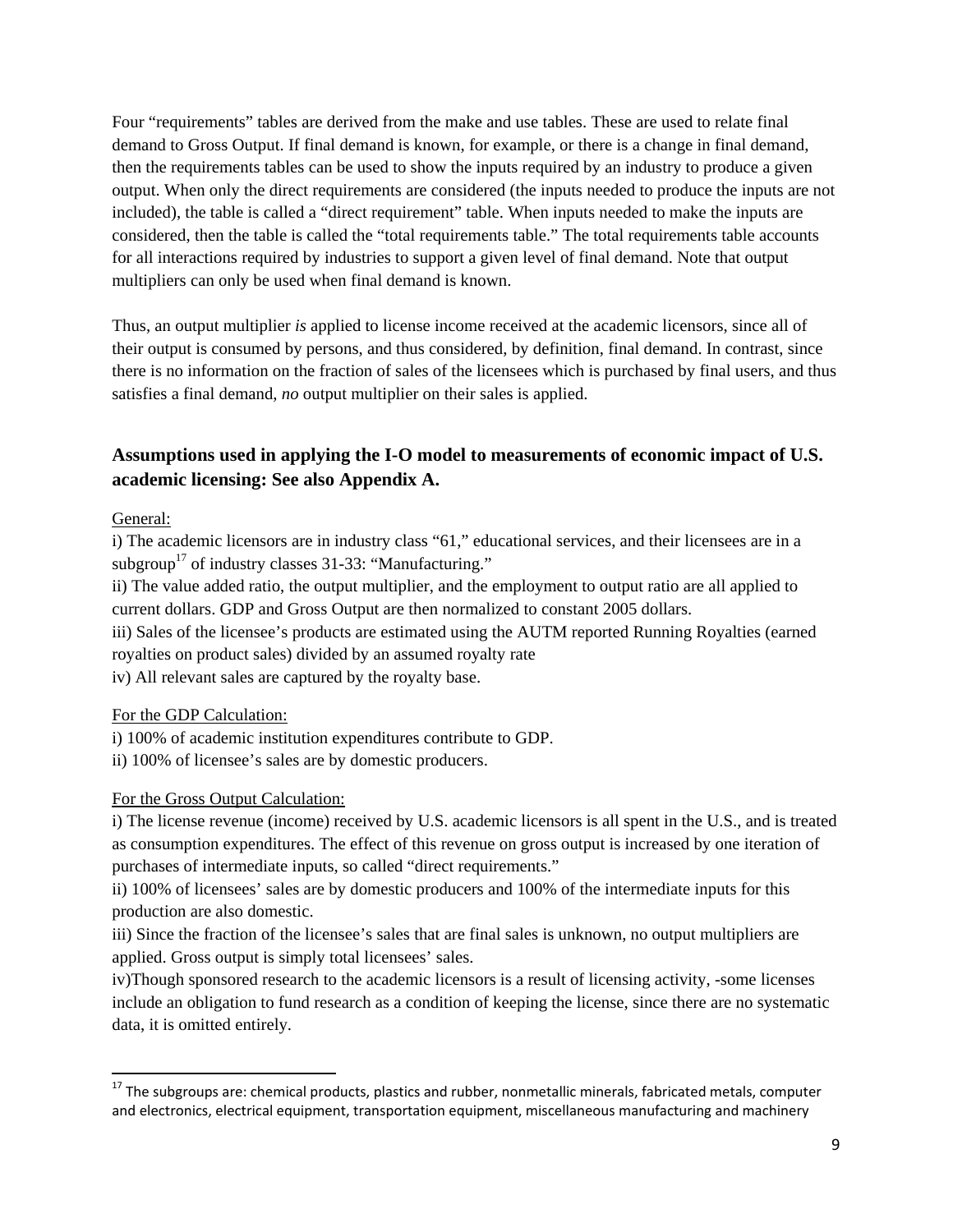Four "requirements" tables are derived from the make and use tables. These are used to relate final demand to Gross Output. If final demand is known, for example, or there is a change in final demand, then the requirements tables can be used to show the inputs required by an industry to produce a given output. When only the direct requirements are considered (the inputs needed to produce the inputs are not included), the table is called a "direct requirement" table. When inputs needed to make the inputs are considered, then the table is called the "total requirements table." The total requirements table accounts for all interactions required by industries to support a given level of final demand. Note that output multipliers can only be used when final demand is known.

Thus, an output multiplier *is* applied to license income received at the academic licensors, since all of their output is consumed by persons, and thus considered, by definition, final demand. In contrast, since there is no information on the fraction of sales of the licensees which is purchased by final users, and thus satisfies a final demand, *no* output multiplier on their sales is applied.

### Assumptions used in applying the I-O model to measurements of economic impact of U.S. academic licensing: See also Appendix A.

General:

i) The academic licensors are in industry class "61," educational services, and their licensees are in a subgroup[17] of industry classes 31-33: "Manufacturing."

ii) The value added ratio, the output multiplier, and the employment to output ratio are all applied to current dollars. GDP and Gross Output are then normalized to constant 2005 dollars.

iii) Sales of the licensee's products are estimated using the AUTM reported Running Royalties (earned royalties on product sales) divided by an assumed royalty rate

iv) All relevant sales are captured by the royalty base.

For the GDP Calculation:

i) 100% of academic institution expenditures contribute to GDP.

ii) 100% of licensee's sales are by domestic producers.

For the Gross Output Calculation:

i) The license revenue (income) received by U.S. academic licensors is all spent in the U.S., and is treated as consumption expenditures. The effect of this revenue on gross output is increased by one iteration of purchases of intermediate inputs, so called "direct requirements."

ii) 100% of licensees' sales are by domestic producers and 100% of the intermediate inputs for this production are also domestic.

iii) Since the fraction of the licensee's sales that are final sales is unknown, no output multipliers are applied. Gross output is simply total licensees' sales.

iv)Though sponsored research to the academic licensors is a result of licensing activity, -some licenses include an obligation to fund research as a condition of keeping the license, since there are no systematic data, it is omitted entirely.

---

[17] The subgroups are: chemical products, plastics and rubber, nonmetallic minerals, fabricated metals, computer and electronics, electrical equipment, transportation equipment, miscellaneous manufacturing and machinery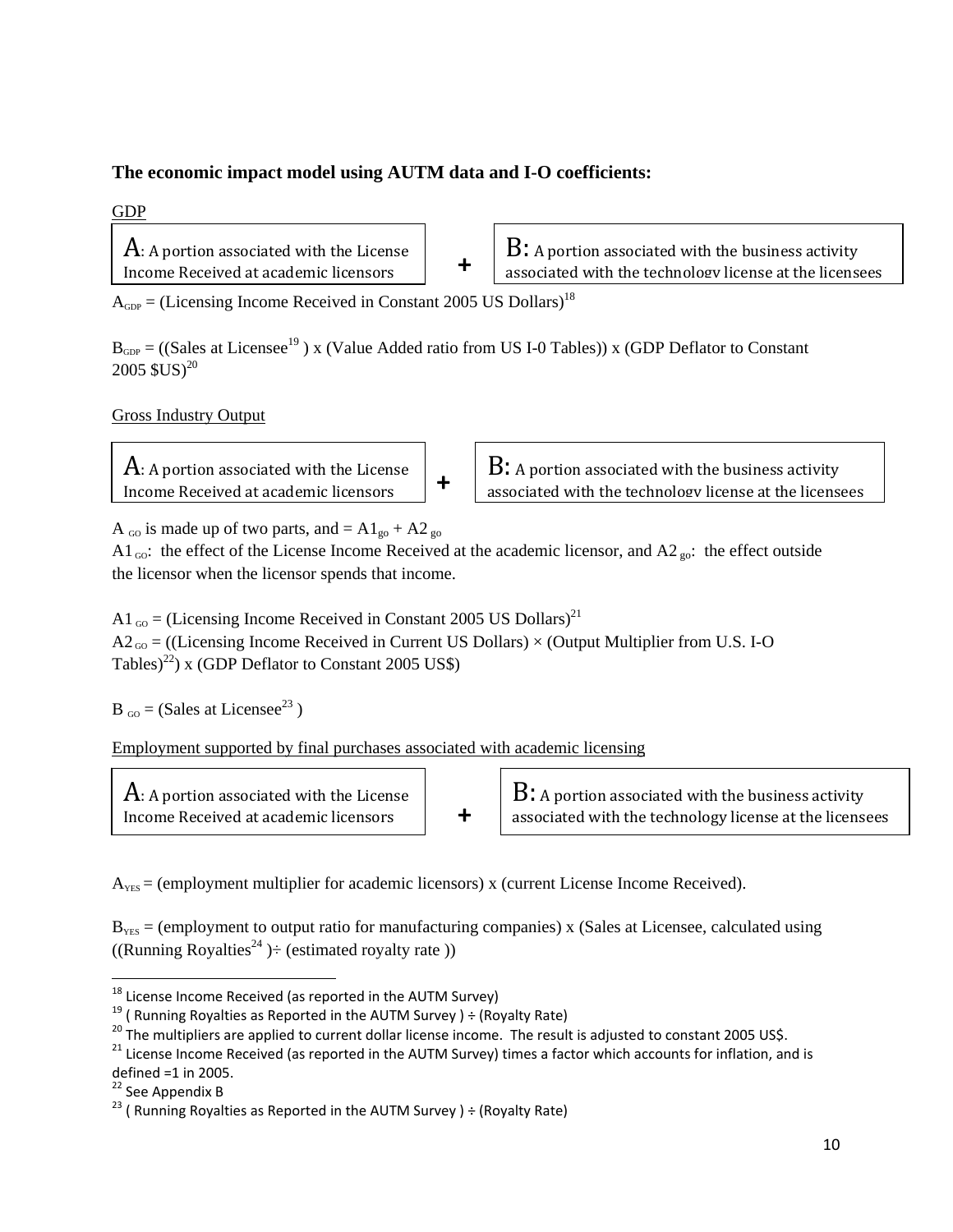**The economic impact model using AUTM data and I-O coefficients:**

GDP

| A: A portion associated with the License Income Received at academic licensors | + | B: A portion associated with the business activity associated with the technology license at the licensees |
|---|---|---|

$A_{GDP}$ = (Licensing Income Received in Constant 2005 US Dollars)[18]

$B_{GDP}$ = ((Sales at Licensee[19] ) x (Value Added ratio from US I-0 Tables)) x (GDP Deflator to Constant 2005 \$US)[20]

Gross Industry Output

| A: A portion associated with the License Income Received at academic licensors | + | B: A portion associated with the business activity associated with the technology license at the licensees |
|---|---|---|

$A_{GO}$ is made up of two parts, and = $A1_{go} + A2_{go}$

$A1_{GO}$: the effect of the License Income Received at the academic licensor, and $A2_{go}$: the effect outside the licensor when the licensor spends that income.

$A1_{GO}$ = (Licensing Income Received in Constant 2005 US Dollars)[21]

$A2_{GO}$ = ((Licensing Income Received in Current US Dollars) × (Output Multiplier from U.S. I-O Tables)[22]) x (GDP Deflator to Constant 2005 US\$)

$B_{GO}$ = (Sales at Licensee[23] )

Employment supported by final purchases associated with academic licensing

| A: A portion associated with the License Income Received at academic licensors | + | B: A portion associated with the business activity associated with the technology license at the licensees |
|---|---|---|

$A_{YES}$ = (employment multiplier for academic licensors) x (current License Income Received).

$B_{YES}$ = (employment to output ratio for manufacturing companies) x (Sales at Licensee, calculated using ((Running Royalties[24] )÷ (estimated royalty rate ))

---

[18] License Income Received (as reported in the AUTM Survey)

[19] ( Running Royalties as Reported in the AUTM Survey ) ÷ (Royalty Rate)

[20] The multipliers are applied to current dollar license income. The result is adjusted to constant 2005 US\$.

[21] License Income Received (as reported in the AUTM Survey) times a factor which accounts for inflation, and is defined =1 in 2005.

[22] See Appendix B

[23] ( Running Royalties as Reported in the AUTM Survey ) ÷ (Royalty Rate)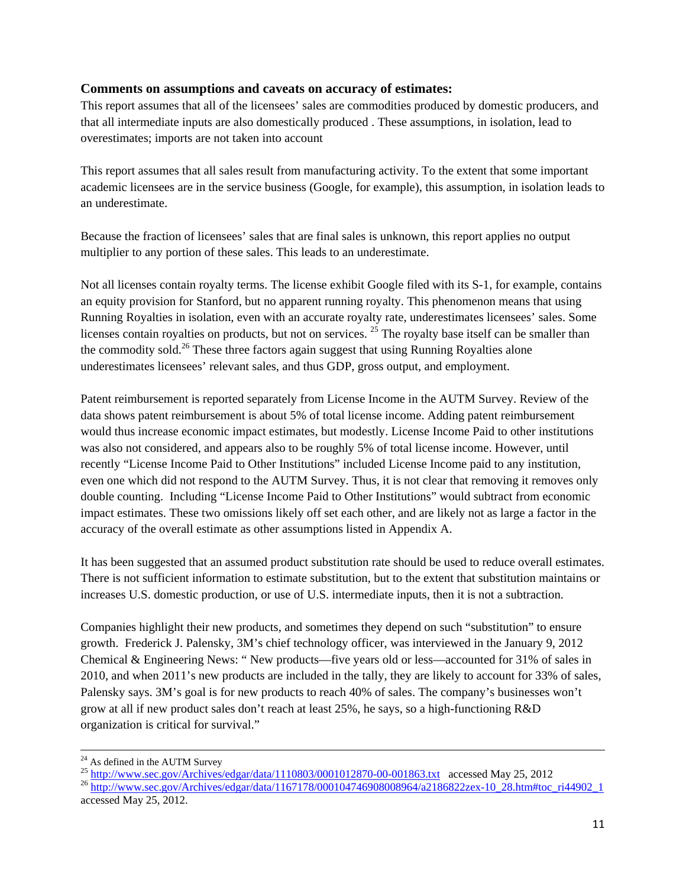**Comments on assumptions and caveats on accuracy of estimates:**

This report assumes that all of the licensees' sales are commodities produced by domestic producers, and that all intermediate inputs are also domestically produced . These assumptions, in isolation, lead to overestimates; imports are not taken into account

This report assumes that all sales result from manufacturing activity. To the extent that some important academic licensees are in the service business (Google, for example), this assumption, in isolation leads to an underestimate.

Because the fraction of licensees' sales that are final sales is unknown, this report applies no output multiplier to any portion of these sales. This leads to an underestimate.

Not all licenses contain royalty terms. The license exhibit Google filed with its S-1, for example, contains an equity provision for Stanford, but no apparent running royalty. This phenomenon means that using Running Royalties in isolation, even with an accurate royalty rate, underestimates licensees' sales. Some licenses contain royalties on products, but not on services. [25] The royalty base itself can be smaller than the commodity sold.[26] These three factors again suggest that using Running Royalties alone underestimates licensees' relevant sales, and thus GDP, gross output, and employment.

Patent reimbursement is reported separately from License Income in the AUTM Survey. Review of the data shows patent reimbursement is about 5% of total license income. Adding patent reimbursement would thus increase economic impact estimates, but modestly. License Income Paid to other institutions was also not considered, and appears also to be roughly 5% of total license income. However, until recently "License Income Paid to Other Institutions" included License Income paid to any institution, even one which did not respond to the AUTM Survey. Thus, it is not clear that removing it removes only double counting. Including "License Income Paid to Other Institutions" would subtract from economic impact estimates. These two omissions likely off set each other, and are likely not as large a factor in the accuracy of the overall estimate as other assumptions listed in Appendix A.

It has been suggested that an assumed product substitution rate should be used to reduce overall estimates. There is not sufficient information to estimate substitution, but to the extent that substitution maintains or increases U.S. domestic production, or use of U.S. intermediate inputs, then it is not a subtraction.

Companies highlight their new products, and sometimes they depend on such "substitution" to ensure growth. Frederick J. Palensky, 3M's chief technology officer, was interviewed in the January 9, 2012 Chemical & Engineering News: " New products—five years old or less—accounted for 31% of sales in 2010, and when 2011's new products are included in the tally, they are likely to account for 33% of sales, Palensky says. 3M's goal is for new products to reach 40% of sales. The company's businesses won't grow at all if new product sales don't reach at least 25%, he says, so a high-functioning R&D organization is critical for survival."

---

[24] As defined in the AUTM Survey

[25] http://www.sec.gov/Archives/edgar/data/1110803/0001012870-00-001863.txt accessed May 25, 2012

[26] http://www.sec.gov/Archives/edgar/data/1167178/000104746908008964/a2186822zex-10_28.htm#toc_ri44902_1 accessed May 25, 2012.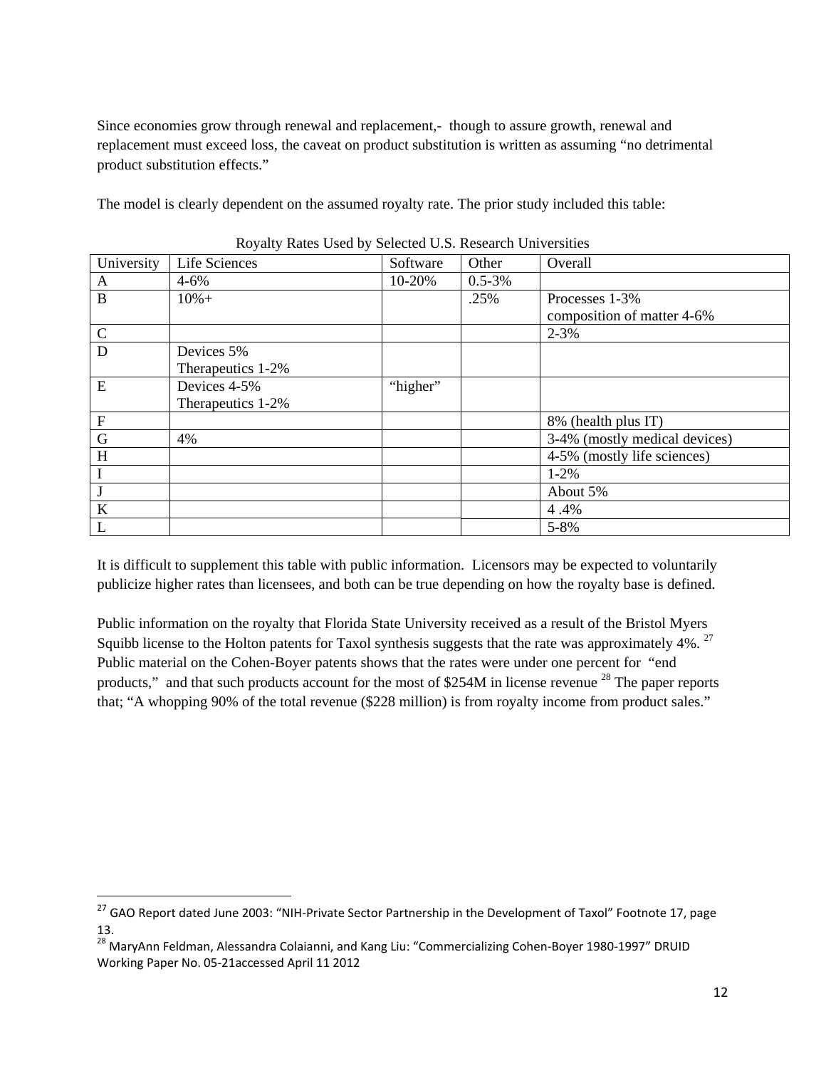Since economies grow through renewal and replacement,- though to assure growth, renewal and replacement must exceed loss, the caveat on product substitution is written as assuming "no detrimental product substitution effects."

The model is clearly dependent on the assumed royalty rate. The prior study included this table:

Royalty Rates Used by Selected U.S. Research Universities

| University | Life Sciences | Software | Other | Overall |
|---|---|---|---|---|
| A | 4-6% | 10-20% | 0.5-3% | |
| B | 10%+ | | .25% | Processes 1-3%<br>composition of matter 4-6% |
| C | | | | 2-3% |
| D | Devices 5%<br>Therapeutics 1-2% | | | |
| E | Devices 4-5%<br>Therapeutics 1-2% | "higher" | | |
| F | | | | 8% (health plus IT) |
| G | 4% | | | 3-4% (mostly medical devices) |
| H | | | | 4-5% (mostly life sciences) |
| I | | | | 1-2% |
| J | | | | About 5% |
| K | | | | 4 .4% |
| L | | | | 5-8% |

It is difficult to supplement this table with public information. Licensors may be expected to voluntarily publicize higher rates than licensees, and both can be true depending on how the royalty base is defined.

Public information on the royalty that Florida State University received as a result of the Bristol Myers Squibb license to the Holton patents for Taxol synthesis suggests that the rate was approximately 4%. [27] Public material on the Cohen-Boyer patents shows that the rates were under one percent for "end products," and that such products account for the most of $254M in license revenue [28] The paper reports that; "A whopping 90% of the total revenue ($228 million) is from royalty income from product sales."

---

[27] GAO Report dated June 2003: "NIH-Private Sector Partnership in the Development of Taxol" Footnote 17, page 13.

[28] MaryAnn Feldman, Alessandra Colaianni, and Kang Liu: "Commercializing Cohen-Boyer 1980-1997" DRUID Working Paper No. 05-21accessed April 11 2012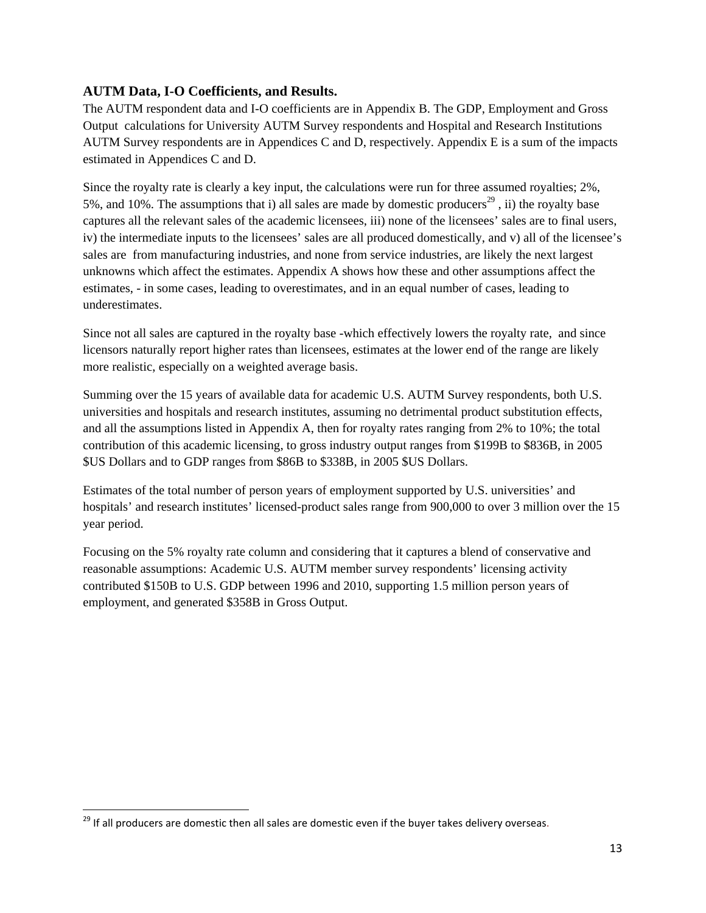### AUTM Data, I-O Coefficients, and Results.

The AUTM respondent data and I-O coefficients are in Appendix B. The GDP, Employment and Gross Output calculations for University AUTM Survey respondents and Hospital and Research Institutions AUTM Survey respondents are in Appendices C and D, respectively. Appendix E is a sum of the impacts estimated in Appendices C and D.

Since the royalty rate is clearly a key input, the calculations were run for three assumed royalties; 2%, 5%, and 10%. The assumptions that i) all sales are made by domestic producers[29] , ii) the royalty base captures all the relevant sales of the academic licensees, iii) none of the licensees' sales are to final users, iv) the intermediate inputs to the licensees' sales are all produced domestically, and v) all of the licensee's sales are from manufacturing industries, and none from service industries, are likely the next largest unknowns which affect the estimates. Appendix A shows how these and other assumptions affect the estimates, - in some cases, leading to overestimates, and in an equal number of cases, leading to underestimates.

Since not all sales are captured in the royalty base -which effectively lowers the royalty rate, and since licensors naturally report higher rates than licensees, estimates at the lower end of the range are likely more realistic, especially on a weighted average basis.

Summing over the 15 years of available data for academic U.S. AUTM Survey respondents, both U.S. universities and hospitals and research institutes, assuming no detrimental product substitution effects, and all the assumptions listed in Appendix A, then for royalty rates ranging from 2% to 10%; the total contribution of this academic licensing, to gross industry output ranges from $199B to $836B, in 2005 $US Dollars and to GDP ranges from $86B to $338B, in 2005 $US Dollars.

Estimates of the total number of person years of employment supported by U.S. universities' and hospitals' and research institutes' licensed-product sales range from 900,000 to over 3 million over the 15 year period.

Focusing on the 5% royalty rate column and considering that it captures a blend of conservative and reasonable assumptions: Academic U.S. AUTM member survey respondents' licensing activity contributed $150B to U.S. GDP between 1996 and 2010, supporting 1.5 million person years of employment, and generated $358B in Gross Output.

---

[29] If all producers are domestic then all sales are domestic even if the buyer takes delivery overseas.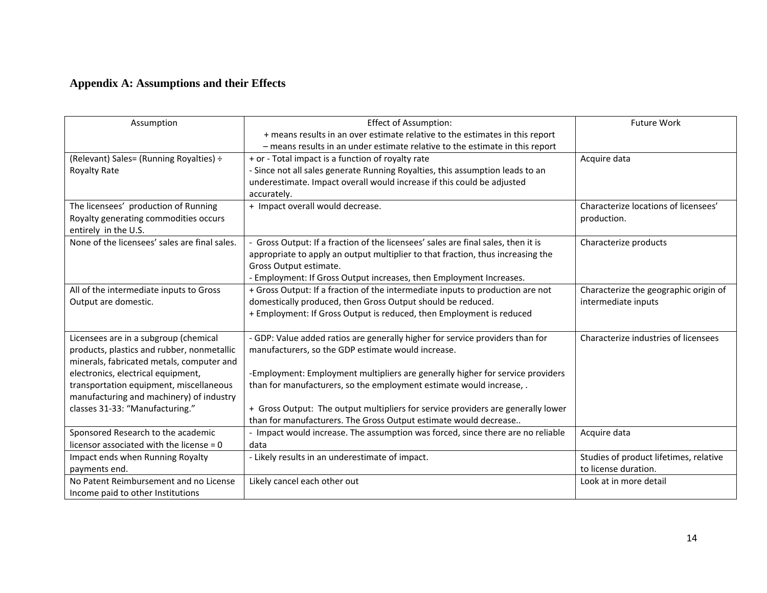## Appendix A: Assumptions and their Effects

| Assumption | Effect of Assumption:<br>+ means results in an over estimate relative to the estimates in this report<br>– means results in an under estimate relative to the estimate in this report | Future Work |
|---|---|---|
| (Relevant) Sales= (Running Royalties) ÷ Royalty Rate | + or - Total impact is a function of royalty rate<br>- Since not all sales generate Running Royalties, this assumption leads to an underestimate. Impact overall would increase if this could be adjusted accurately. | Acquire data |
| The licensees' production of Running Royalty generating commodities occurs entirely in the U.S. | + Impact overall would decrease. | Characterize locations of licensees' production. |
| None of the licensees' sales are final sales. | - Gross Output: If a fraction of the licensees' sales are final sales, then it is appropriate to apply an output multiplier to that fraction, thus increasing the Gross Output estimate.<br>- Employment: If Gross Output increases, then Employment Increases. | Characterize products |
| All of the intermediate inputs to Gross Output are domestic. | + Gross Output: If a fraction of the intermediate inputs to production are not domestically produced, then Gross Output should be reduced.<br>+ Employment: If Gross Output is reduced, then Employment is reduced | Characterize the geographic origin of intermediate inputs |
| Licensees are in a subgroup (chemical products, plastics and rubber, nonmetallic minerals, fabricated metals, computer and electronics, electrical equipment, transportation equipment, miscellaneous manufacturing and machinery) of industry classes 31-33: "Manufacturing." | - GDP: Value added ratios are generally higher for service providers than for manufacturers, so the GDP estimate would increase.<br><br>-Employment: Employment multipliers are generally higher for service providers than for manufacturers, so the employment estimate would increase, .<br><br>+ Gross Output: The output multipliers for service providers are generally lower than for manufacturers. The Gross Output estimate would decrease.. | Characterize industries of licensees |
| Sponsored Research to the academic licensor associated with the license = 0 | - Impact would increase. The assumption was forced, since there are no reliable data | Acquire data |
| Impact ends when Running Royalty payments end. | - Likely results in an underestimate of impact. | Studies of product lifetimes, relative to license duration. |
| No Patent Reimbursement and no License Income paid to other Institutions | Likely cancel each other out | Look at in more detail |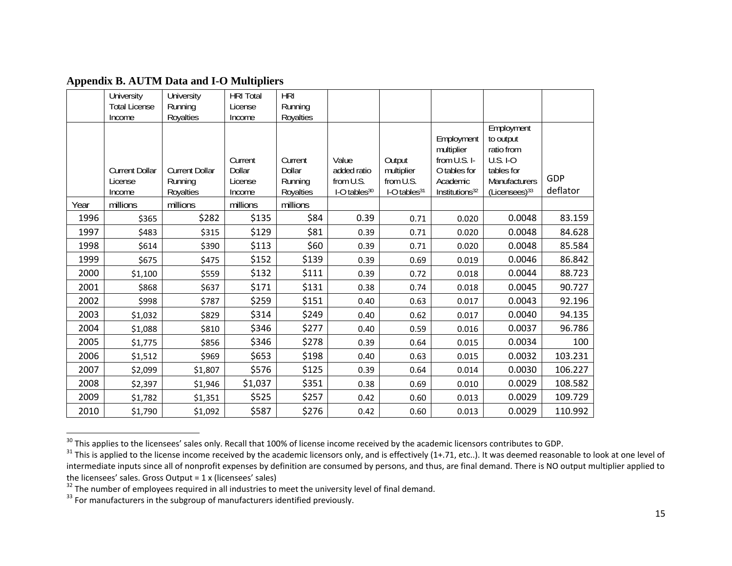### Appendix B. AUTM Data and I-O Multipliers

| | University Total License Income | University Running Royalties | HRI Total License Income | HRI Running Royalties | | | | | |
|---|---|---|---|---|---|---|---|---|---|
| | Current Dollar License Income | Current Dollar Running Royalties | Current Dollar License Income | Current Dollar Running Royalties | Value added ratio from U.S. I-O tables[30] | Output multiplier from U.S. I-O tables[31] | Employment multiplier from U.S. I-O tables for Academic Institutions[32] | Employment to output ratio from U.S. I-O tables for Manufacturers (Licensees)[33] | GDP deflator |
| Year | millions | millions | millions | millions | | | | | |
| 1996 | $365 | $282 | $135 | $84 | 0.39 | 0.71 | 0.020 | 0.0048 | 83.159 |
| 1997 | $483 | $315 | $129 | $81 | 0.39 | 0.71 | 0.020 | 0.0048 | 84.628 |
| 1998 | $614 | $390 | $113 | $60 | 0.39 | 0.71 | 0.020 | 0.0048 | 85.584 |
| 1999 | $675 | $475 | $152 | $139 | 0.39 | 0.69 | 0.019 | 0.0046 | 86.842 |
| 2000 | $1,100 | $559 | $132 | $111 | 0.39 | 0.72 | 0.018 | 0.0044 | 88.723 |
| 2001 | $868 | $637 | $171 | $131 | 0.38 | 0.74 | 0.018 | 0.0045 | 90.727 |
| 2002 | $998 | $787 | $259 | $151 | 0.40 | 0.63 | 0.017 | 0.0043 | 92.196 |
| 2003 | $1,032 | $829 | $314 | $249 | 0.40 | 0.62 | 0.017 | 0.0040 | 94.135 |
| 2004 | $1,088 | $810 | $346 | $277 | 0.40 | 0.59 | 0.016 | 0.0037 | 96.786 |
| 2005 | $1,775 | $856 | $346 | $278 | 0.39 | 0.64 | 0.015 | 0.0034 | 100 |
| 2006 | $1,512 | $969 | $653 | $198 | 0.40 | 0.63 | 0.015 | 0.0032 | 103.231 |
| 2007 | $2,099 | $1,807 | $576 | $125 | 0.39 | 0.64 | 0.014 | 0.0030 | 106.227 |
| 2008 | $2,397 | $1,946 | $1,037 | $351 | 0.38 | 0.69 | 0.010 | 0.0029 | 108.582 |
| 2009 | $1,782 | $1,351 | $525 | $257 | 0.42 | 0.60 | 0.013 | 0.0029 | 109.729 |
| 2010 | $1,790 | $1,092 | $587 | $276 | 0.42 | 0.60 | 0.013 | 0.0029 | 110.992 |

---

[30] This applies to the licensees' sales only. Recall that 100% of license income received by the academic licensors contributes to GDP.

[31] This is applied to the license income received by the academic licensors only, and is effectively (1+.71, etc..). It was deemed reasonable to look at one level of intermediate inputs since all of nonprofit expenses by definition are consumed by persons, and thus, are final demand. There is NO output multiplier applied to the licensees' sales. Gross Output = 1 x (licensees' sales)

[32] The number of employees required in all industries to meet the university level of final demand.

[33] For manufacturers in the subgroup of manufacturers identified previously.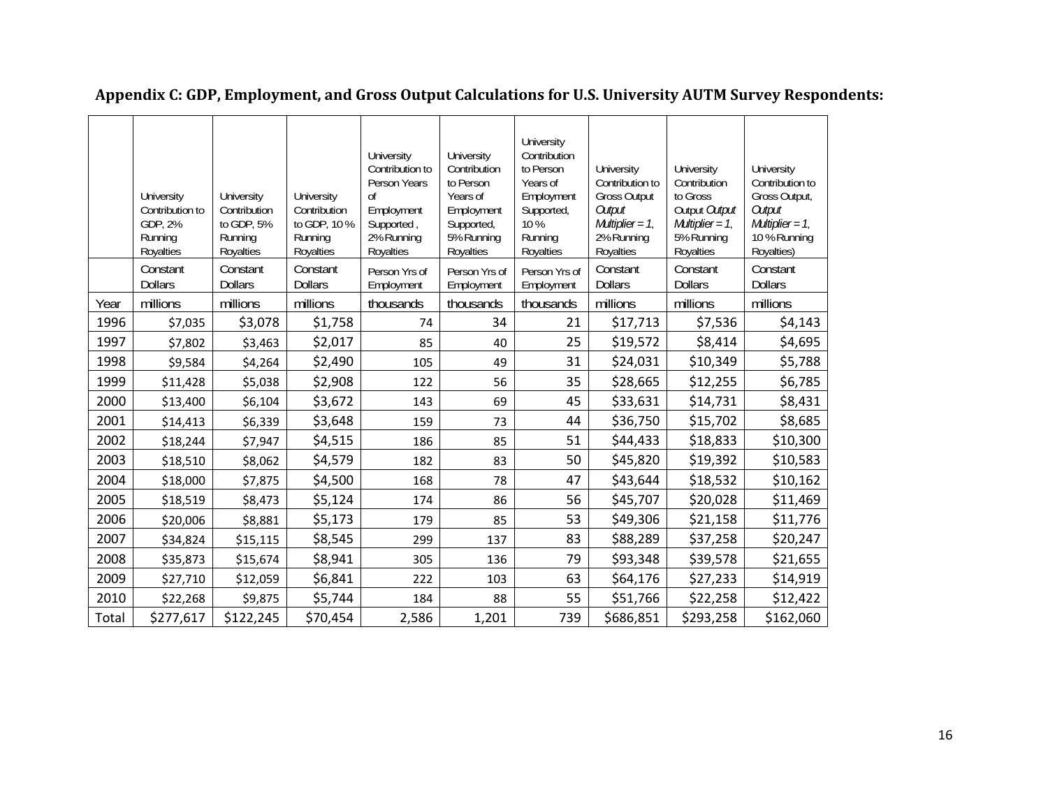**Appendix C: GDP, Employment, and Gross Output Calculations for U.S. University AUTM Survey Respondents:**

| | University Contribution to GDP, 2% Running Royalties | University Contribution to GDP, 5% Running Royalties | University Contribution to GDP, 10 % Running Royalties | University Contribution to Person Years of Employment Supported , 2% Running Royalties | University Contribution to Person Years of Employment Supported, 5% Running Royalties | University Contribution to Person Years of Employment Supported, 10 % Running Royalties | University Contribution to Gross Output *Output Multiplier = 1*, 2% Running Royalties | University Contribution to Gross Output *Output Multiplier = 1*, 5% Running Royalties | University Contribution to Gross Output, *Output Multiplier = 1*, 10 % Running Royalties) |
|---|---|---|---|---|---|---|---|---|---|
| | Constant Dollars | Constant Dollars | Constant Dollars | Person Yrs of Employment | Person Yrs of Employment | Person Yrs of Employment | Constant Dollars | Constant Dollars | Constant Dollars |
| Year | millions | millions | millions | thousands | thousands | thousands | millions | millions | millions |
| 1996 | $7,035 | $3,078 | $1,758 | 74 | 34 | 21 | $17,713 | $7,536 | $4,143 |
| 1997 | $7,802 | $3,463 | $2,017 | 85 | 40 | 25 | $19,572 | $8,414 | $4,695 |
| 1998 | $9,584 | $4,264 | $2,490 | 105 | 49 | 31 | $24,031 | $10,349 | $5,788 |
| 1999 | $11,428 | $5,038 | $2,908 | 122 | 56 | 35 | $28,665 | $12,255 | $6,785 |
| 2000 | $13,400 | $6,104 | $3,672 | 143 | 69 | 45 | $33,631 | $14,731 | $8,431 |
| 2001 | $14,413 | $6,339 | $3,648 | 159 | 73 | 44 | $36,750 | $15,702 | $8,685 |
| 2002 | $18,244 | $7,947 | $4,515 | 186 | 85 | 51 | $44,433 | $18,833 | $10,300 |
| 2003 | $18,510 | $8,062 | $4,579 | 182 | 83 | 50 | $45,820 | $19,392 | $10,583 |
| 2004 | $18,000 | $7,875 | $4,500 | 168 | 78 | 47 | $43,644 | $18,532 | $10,162 |
| 2005 | $18,519 | $8,473 | $5,124 | 174 | 86 | 56 | $45,707 | $20,028 | $11,469 |
| 2006 | $20,006 | $8,881 | $5,173 | 179 | 85 | 53 | $49,306 | $21,158 | $11,776 |
| 2007 | $34,824 | $15,115 | $8,545 | 299 | 137 | 83 | $88,289 | $37,258 | $20,247 |
| 2008 | $35,873 | $15,674 | $8,941 | 305 | 136 | 79 | $93,348 | $39,578 | $21,655 |
| 2009 | $27,710 | $12,059 | $6,841 | 222 | 103 | 63 | $64,176 | $27,233 | $14,919 |
| 2010 | $22,268 | $9,875 | $5,744 | 184 | 88 | 55 | $51,766 | $22,258 | $12,422 |
| Total | $277,617 | $122,245 | $70,454 | 2,586 | 1,201 | 739 | $686,851 | $293,258 | $162,060 |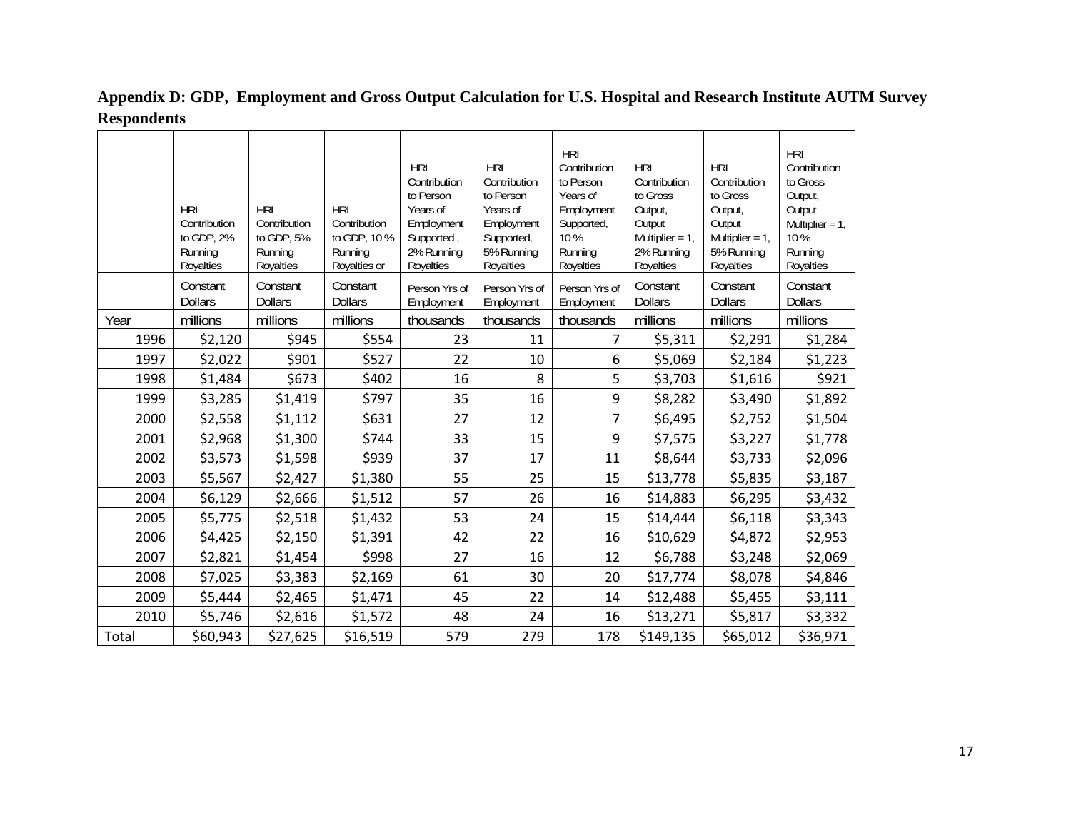**Appendix D: GDP, Employment and Gross Output Calculation for U.S. Hospital and Research Institute AUTM Survey Respondents**

| | HRI Contribution to GDP, 2% Running Royalties | HRI Contribution to GDP, 5% Running Royalties | HRI Contribution to GDP, 10 % Running Royalties or | HRI Contribution to Person Years of Employment Supported , 2% Running Royalties | HRI Contribution to Person Years of Employment Supported, 5% Running Royalties | HRI Contribution to Person Years of Employment Supported, 10 % Running Royalties | HRI Contribution to Gross Output, Output Multiplier = 1, 2% Running Royalties | HRI Contribution to Gross Output, Output Multiplier = 1, 5% Running Royalties | HRI Contribution to Gross Output, Output Multiplier = 1, 10 % Running Royalties |
|---|---|---|---|---|---|---|---|---|---|
| | Constant Dollars | Constant Dollars | Constant Dollars | Person Yrs of Employment | Person Yrs of Employment | Person Yrs of Employment | Constant Dollars | Constant Dollars | Constant Dollars |
| Year | millions | millions | millions | thousands | thousands | thousands | millions | millions | millions |
| 1996 | $2,120 | $945 | $554 | 23 | 11 | 7 | $5,311 | $2,291 | $1,284 |
| 1997 | $2,022 | $901 | $527 | 22 | 10 | 6 | $5,069 | $2,184 | $1,223 |
| 1998 | $1,484 | $673 | $402 | 16 | 8 | 5 | $3,703 | $1,616 | $921 |
| 1999 | $3,285 | $1,419 | $797 | 35 | 16 | 9 | $8,282 | $3,490 | $1,892 |
| 2000 | $2,558 | $1,112 | $631 | 27 | 12 | 7 | $6,495 | $2,752 | $1,504 |
| 2001 | $2,968 | $1,300 | $744 | 33 | 15 | 9 | $7,575 | $3,227 | $1,778 |
| 2002 | $3,573 | $1,598 | $939 | 37 | 17 | 11 | $8,644 | $3,733 | $2,096 |
| 2003 | $5,567 | $2,427 | $1,380 | 55 | 25 | 15 | $13,778 | $5,835 | $3,187 |
| 2004 | $6,129 | $2,666 | $1,512 | 57 | 26 | 16 | $14,883 | $6,295 | $3,432 |
| 2005 | $5,775 | $2,518 | $1,432 | 53 | 24 | 15 | $14,444 | $6,118 | $3,343 |
| 2006 | $4,425 | $2,150 | $1,391 | 42 | 22 | 16 | $10,629 | $4,872 | $2,953 |
| 2007 | $2,821 | $1,454 | $998 | 27 | 16 | 12 | $6,788 | $3,248 | $2,069 |
| 2008 | $7,025 | $3,383 | $2,169 | 61 | 30 | 20 | $17,774 | $8,078 | $4,846 |
| 2009 | $5,444 | $2,465 | $1,471 | 45 | 22 | 14 | $12,488 | $5,455 | $3,111 |
| 2010 | $5,746 | $2,616 | $1,572 | 48 | 24 | 16 | $13,271 | $5,817 | $3,332 |
| Total | $60,943 | $27,625 | $16,519 | 579 | 279 | 178 | $149,135 | $65,012 | $36,971 |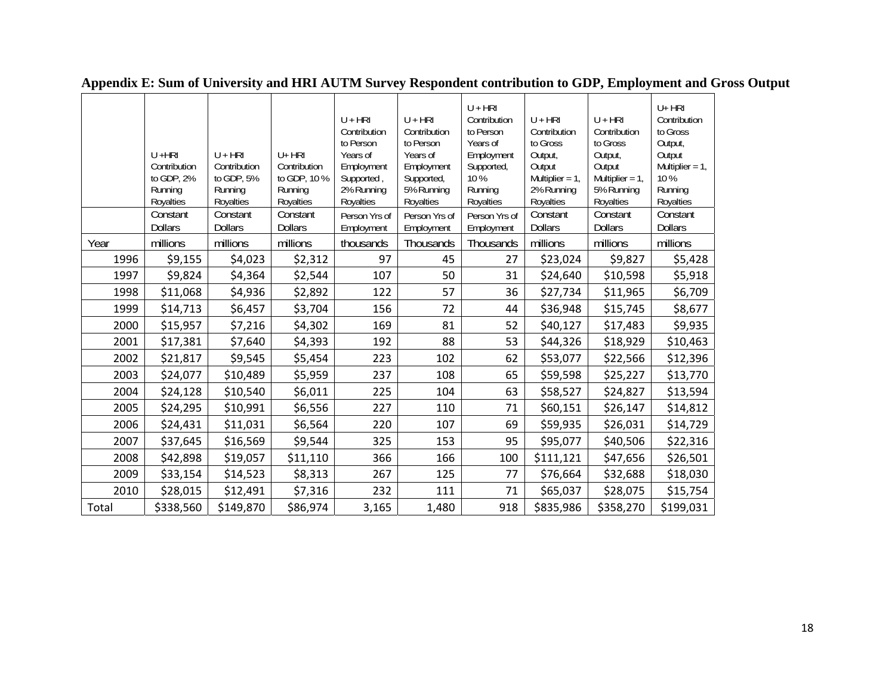**Appendix E: Sum of University and HRI AUTM Survey Respondent contribution to GDP, Employment and Gross Output**

| Year | U +HRI Contribution to GDP, 2% Running Royalties Constant Dollars millions | U + HRI Contribution to GDP, 5% Running Royalties Constant Dollars millions | U+ HRI Contribution to GDP, 10 % Running Royalties Constant Dollars millions | U + HRI Contribution to Person Years of Employment Supported , 2% Running Royalties Person Yrs of Employment thousands | U + HRI Contribution to Person Years of Employment Supported, 5% Running Royalties Person Yrs of Employment Thousands | U + HRI Contribution to Person Years of Employment Supported, 10 % Running Royalties Person Yrs of Employment Thousands | U + HRI Contribution to Gross Output, Output Multiplier = 1, 2% Running Royalties Constant Dollars millions | U + HRI Contribution to Gross Output, Output Multiplier = 1, 5% Running Royalties Constant Dollars millions | U+ HRI Contribution to Gross Output, Output Multiplier = 1, 10 % Running Royalties Constant Dollars millions |
|---|---|---|---|---|---|---|---|---|---|
| 1996 | $9,155 | $4,023 | $2,312 | 97 | 45 | 27 | $23,024 | $9,827 | $5,428 |
| 1997 | $9,824 | $4,364 | $2,544 | 107 | 50 | 31 | $24,640 | $10,598 | $5,918 |
| 1998 | $11,068 | $4,936 | $2,892 | 122 | 57 | 36 | $27,734 | $11,965 | $6,709 |
| 1999 | $14,713 | $6,457 | $3,704 | 156 | 72 | 44 | $36,948 | $15,745 | $8,677 |
| 2000 | $15,957 | $7,216 | $4,302 | 169 | 81 | 52 | $40,127 | $17,483 | $9,935 |
| 2001 | $17,381 | $7,640 | $4,393 | 192 | 88 | 53 | $44,326 | $18,929 | $10,463 |
| 2002 | $21,817 | $9,545 | $5,454 | 223 | 102 | 62 | $53,077 | $22,566 | $12,396 |
| 2003 | $24,077 | $10,489 | $5,959 | 237 | 108 | 65 | $59,598 | $25,227 | $13,770 |
| 2004 | $24,128 | $10,540 | $6,011 | 225 | 104 | 63 | $58,527 | $24,827 | $13,594 |
| 2005 | $24,295 | $10,991 | $6,556 | 227 | 110 | 71 | $60,151 | $26,147 | $14,812 |
| 2006 | $24,431 | $11,031 | $6,564 | 220 | 107 | 69 | $59,935 | $26,031 | $14,729 |
| 2007 | $37,645 | $16,569 | $9,544 | 325 | 153 | 95 | $95,077 | $40,506 | $22,316 |
| 2008 | $42,898 | $19,057 | $11,110 | 366 | 166 | 100 | $111,121 | $47,656 | $26,501 |
| 2009 | $33,154 | $14,523 | $8,313 | 267 | 125 | 77 | $76,664 | $32,688 | $18,030 |
| 2010 | $28,015 | $12,491 | $7,316 | 232 | 111 | 71 | $65,037 | $28,075 | $15,754 |
| Total | $338,560 | $149,870 | $86,974 | 3,165 | 1,480 | 918 | $835,986 | $358,270 | $199,031 |